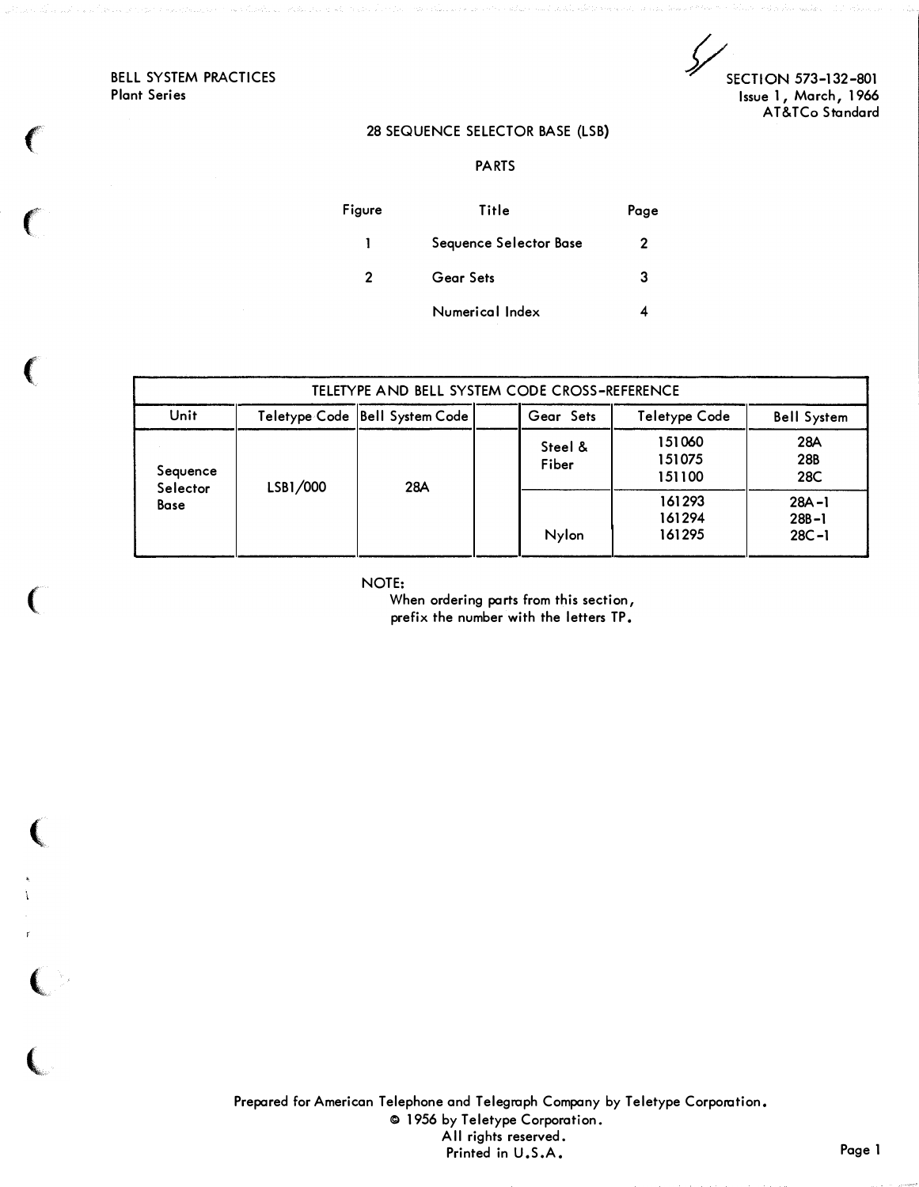BELL SYSTEM PRACTICES
Plant Series

SECTION 573-132-801
Issue 1, March, 1966
AT&TCo Standard

# 28 SEQUENCE SELECTOR BASE (LSB)

## PARTS

| Figure | Title | Page |
|---|---|---|
| 1 | Sequence Selector Base | 2 |
| 2 | Gear Sets | 3 |
| | Numerical Index | 4 |

| TELETYPE AND BELL SYSTEM CODE CROSS-REFERENCE | | | | | | |
|---|---|---|---|---|---|---|
| Unit | Teletype Code | Bell System Code | | Gear Sets | Teletype Code | Bell System |
| Sequence Selector Base | LSB1/000 | 28A | | Steel & Fiber | 151060<br>151075<br>151100 | 28A<br>28B<br>28C |
| | | | | Nylon | 161293<br>161294<br>161295 | 28A-1<br>28B-1<br>28C-1 |

NOTE:
When ordering parts from this section, prefix the number with the letters TP.

Prepared for American Telephone and Telegraph Company by Teletype Corporation.
© 1956 by Teletype Corporation.
All rights reserved.
Printed in U.S.A.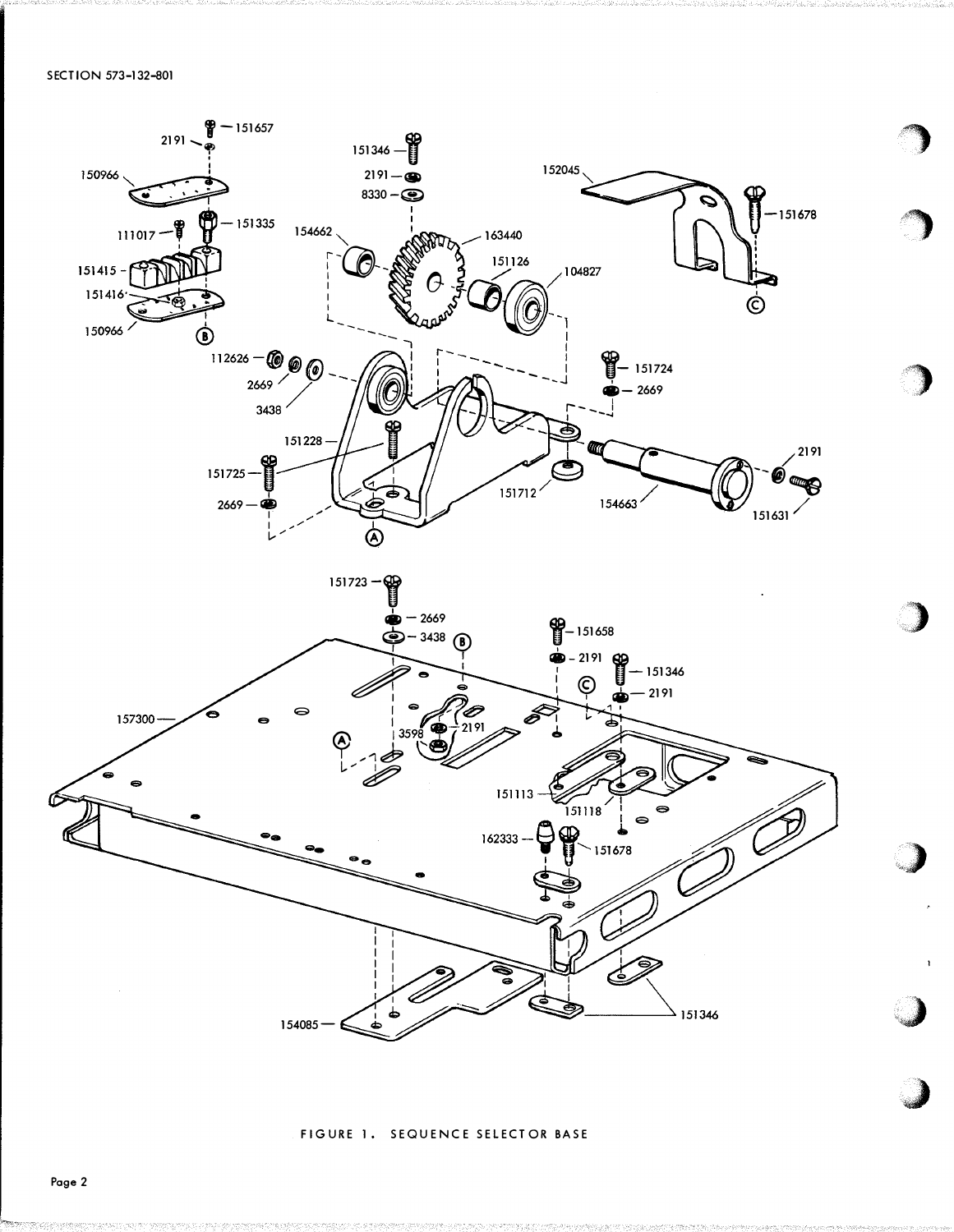FIGURE 1. SEQUENCE SELECTOR BASE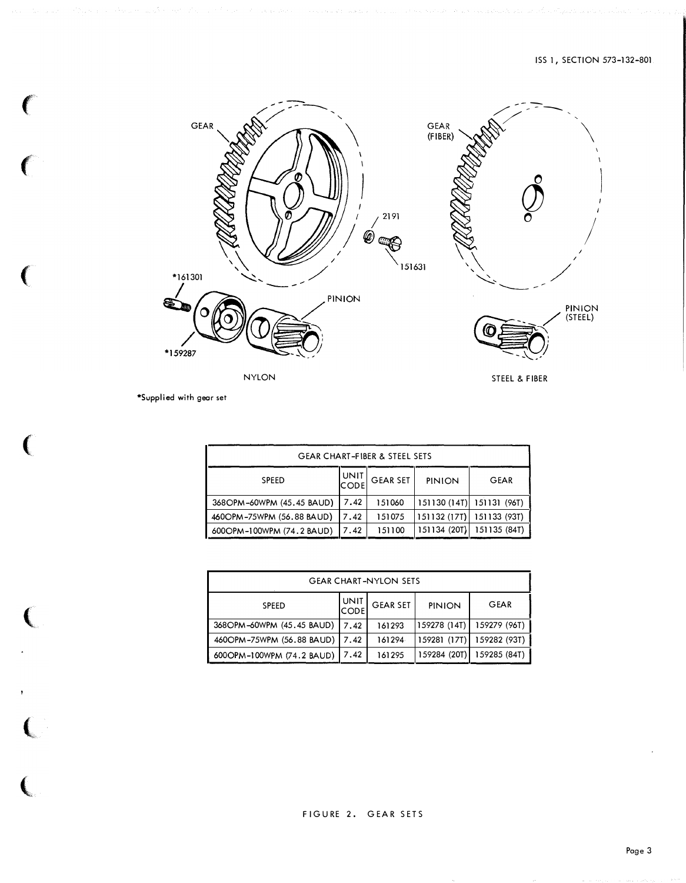GEAR

2191

151631

\*161301

PINION

\*159287

NYLON

GEAR (FIBER)

PINION (STEEL)

STEEL & FIBER

\*Supplied with gear set

| GEAR CHART-FIBER & STEEL SETS | | | | |
|---|---|---|---|---|
| SPEED | UNIT CODE | GEAR SET | PINION | GEAR |
| 368OPM-60WPM (45.45 BAUD) | 7.42 | 151060 | 151130 (14T) | 151131 (96T) |
| 460OPM-75WPM (56.88 BAUD) | 7.42 | 151075 | 151132 (17T) | 151133 (93T) |
| 600OPM-100WPM (74.2 BAUD) | 7.42 | 151100 | 151134 (20T) | 151135 (84T) |

| GEAR CHART-NYLON SETS | | | | |
|---|---|---|---|---|
| SPEED | UNIT CODE | GEAR SET | PINION | GEAR |
| 368OPM-60WPM (45.45 BAUD) | 7.42 | 161293 | 159278 (14T) | 159279 (96T) |
| 460OPM-75WPM (56.88 BAUD) | 7.42 | 161294 | 159281 (17T) | 159282 (93T) |
| 600OPM-100WPM (74.2 BAUD) | 7.42 | 161295 | 159284 (20T) | 159285 (84T) |

FIGURE 2. GEAR SETS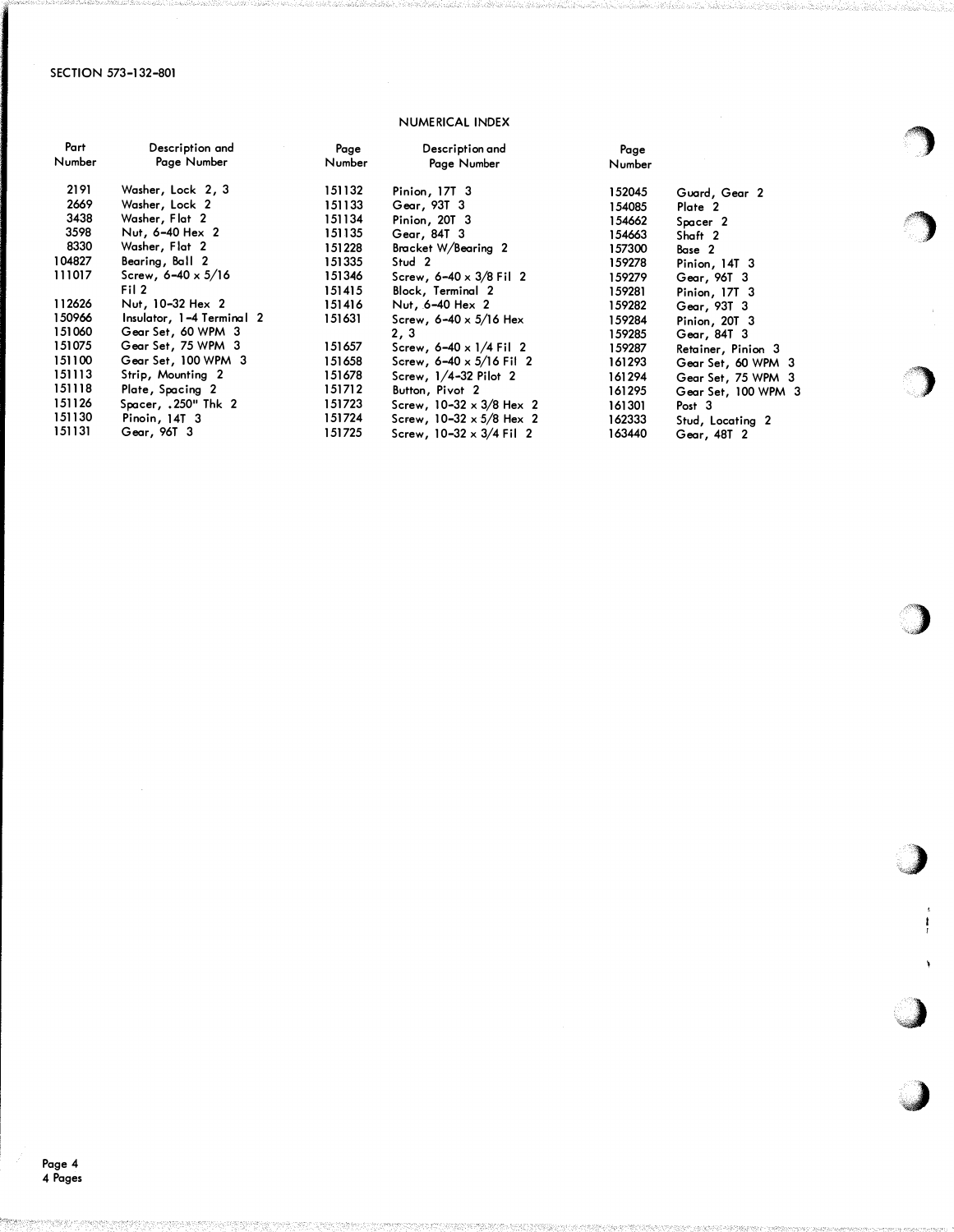## NUMERICAL INDEX

| Part Number | Description and Page Number | Page Number | Description and Page Number | Page Number | |
|---|---|---|---|---|---|
| 2191 | Washer, Lock 2, 3 | 151132 | Pinion, 17T 3 | 152045 | Guard, Gear 2 |
| 2669 | Washer, Lock 2 | 151133 | Gear, 93T 3 | 154085 | Plate 2 |
| 3438 | Washer, Flat 2 | 151134 | Pinion, 20T 3 | 154662 | Spacer 2 |
| 3598 | Nut, 6-40 Hex 2 | 151135 | Gear, 84T 3 | 154663 | Shaft 2 |
| 8330 | Washer, Flat 2 | 151228 | Bracket W/Bearing 2 | 157300 | Base 2 |
| 104827 | Bearing, Ball 2 | 151335 | Stud 2 | 159278 | Pinion, 14T 3 |
| 111017 | Screw, 6-40 x 5/16 Fil 2 | 151346 | Screw, 6-40 x 3/8 Fil 2 | 159279 | Gear, 96T 3 |
| | | 151415 | Block, Terminal 2 | 159281 | Pinion, 17T 3 |
| 112626 | Nut, 10-32 Hex 2 | 151416 | Nut, 6-40 Hex 2 | 159282 | Gear, 93T 3 |
| 150966 | Insulator, 1-4 Terminal 2 | 151631 | Screw, 6-40 x 5/16 Hex 2, 3 | 159284 | Pinion, 20T 3 |
| 151060 | Gear Set, 60 WPM 3 | | | 159285 | Gear, 84T 3 |
| 151075 | Gear Set, 75 WPM 3 | 151657 | Screw, 6-40 x 1/4 Fil 2 | 159287 | Retainer, Pinion 3 |
| 151100 | Gear Set, 100 WPM 3 | 151658 | Screw, 6-40 x 5/16 Fil 2 | 161293 | Gear Set, 60 WPM 3 |
| 151113 | Strip, Mounting 2 | 151678 | Screw, 1/4-32 Pilot 2 | 161294 | Gear Set, 75 WPM 3 |
| 151118 | Plate, Spacing 2 | 151712 | Button, Pivot 2 | 161295 | Gear Set, 100 WPM 3 |
| 151126 | Spacer, .250" Thk 2 | 151723 | Screw, 10-32 x 3/8 Hex 2 | 161301 | Post 3 |
| 151130 | Pinoin, 14T 3 | 151724 | Screw, 10-32 x 5/8 Hex 2 | 162333 | Stud, Locating 2 |
| 151131 | Gear, 96T 3 | 151725 | Screw, 10-32 x 3/4 Fil 2 | 163440 | Gear, 48T 2 |